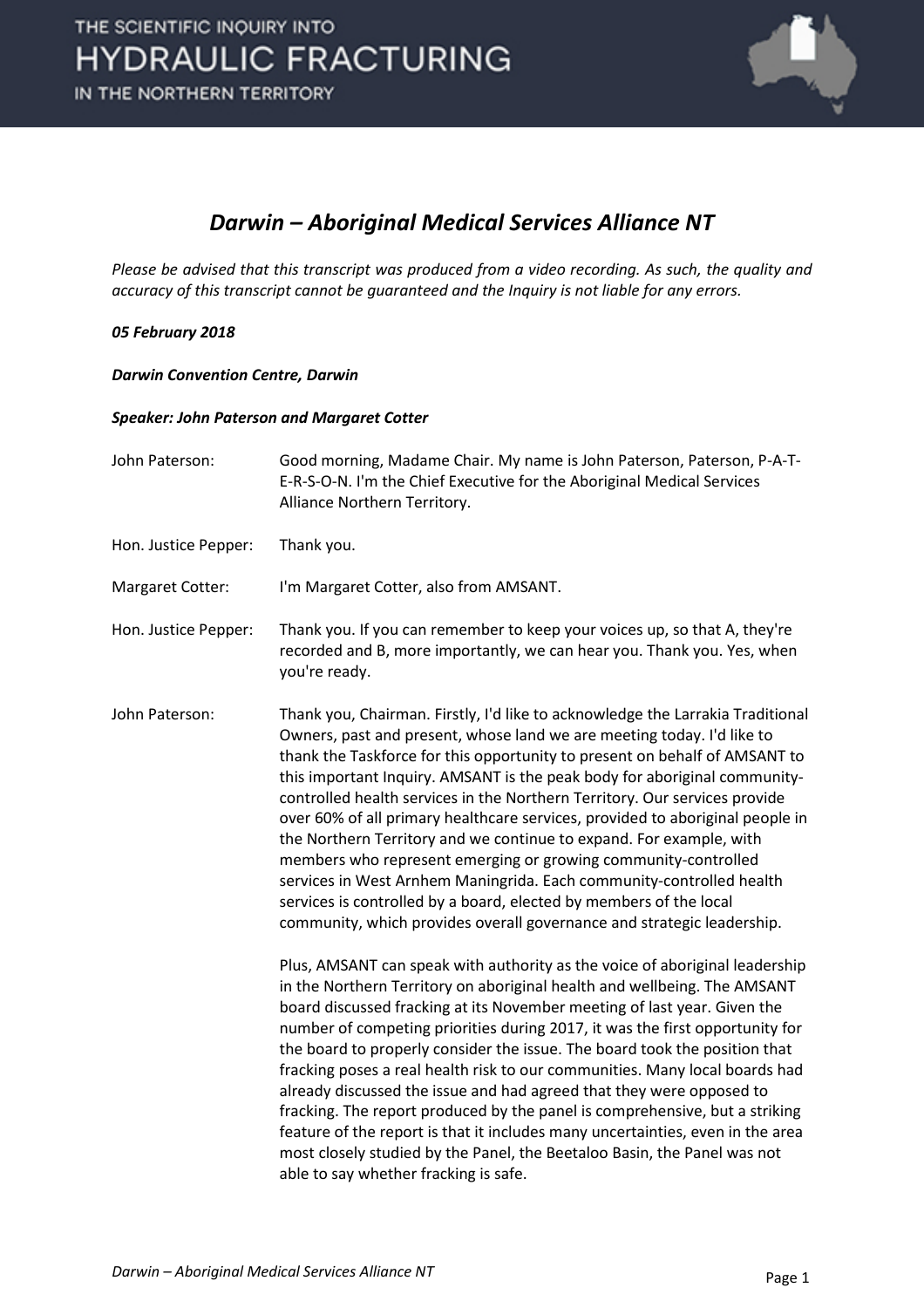# *Darwin – Aboriginal Medical Services Alliance NT*

*Please be advised that this transcript was produced from a video recording. As such, the quality and accuracy of this transcript cannot be guaranteed and the Inquiry is not liable for any errors.*

***05 February 2018***

***Darwin Convention Centre, Darwin***

***Speaker: John Paterson and Margaret Cotter***

John Paterson: Good morning, Madame Chair. My name is John Paterson, Paterson, P-A-T-E-R-S-O-N. I'm the Chief Executive for the Aboriginal Medical Services Alliance Northern Territory.

Hon. Justice Pepper: Thank you.

Margaret Cotter: I'm Margaret Cotter, also from AMSANT.

Hon. Justice Pepper: Thank you. If you can remember to keep your voices up, so that A, they're recorded and B, more importantly, we can hear you. Thank you. Yes, when you're ready.

John Paterson: Thank you, Chairman. Firstly, I'd like to acknowledge the Larrakia Traditional Owners, past and present, whose land we are meeting today. I'd like to thank the Taskforce for this opportunity to present on behalf of AMSANT to this important Inquiry. AMSANT is the peak body for aboriginal community-controlled health services in the Northern Territory. Our services provide over 60% of all primary healthcare services, provided to aboriginal people in the Northern Territory and we continue to expand. For example, with members who represent emerging or growing community-controlled services in West Arnhem Maningrida. Each community-controlled health services is controlled by a board, elected by members of the local community, which provides overall governance and strategic leadership.

Plus, AMSANT can speak with authority as the voice of aboriginal leadership in the Northern Territory on aboriginal health and wellbeing. The AMSANT board discussed fracking at its November meeting of last year. Given the number of competing priorities during 2017, it was the first opportunity for the board to properly consider the issue. The board took the position that fracking poses a real health risk to our communities. Many local boards had already discussed the issue and had agreed that they were opposed to fracking. The report produced by the panel is comprehensive, but a striking feature of the report is that it includes many uncertainties, even in the area most closely studied by the Panel, the Beetaloo Basin, the Panel was not able to say whether fracking is safe.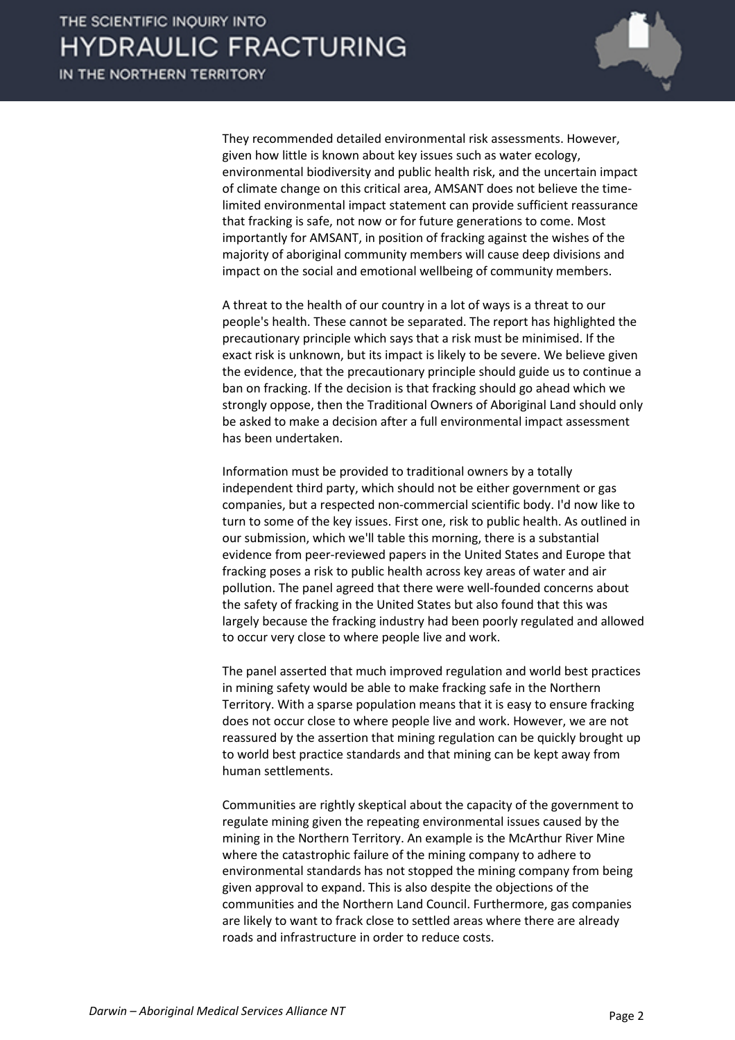They recommended detailed environmental risk assessments. However, given how little is known about key issues such as water ecology, environmental biodiversity and public health risk, and the uncertain impact of climate change on this critical area, AMSANT does not believe the time-limited environmental impact statement can provide sufficient reassurance that fracking is safe, not now or for future generations to come. Most importantly for AMSANT, in position of fracking against the wishes of the majority of aboriginal community members will cause deep divisions and impact on the social and emotional wellbeing of community members.

A threat to the health of our country in a lot of ways is a threat to our people's health. These cannot be separated. The report has highlighted the precautionary principle which says that a risk must be minimised. If the exact risk is unknown, but its impact is likely to be severe. We believe given the evidence, that the precautionary principle should guide us to continue a ban on fracking. If the decision is that fracking should go ahead which we strongly oppose, then the Traditional Owners of Aboriginal Land should only be asked to make a decision after a full environmental impact assessment has been undertaken.

Information must be provided to traditional owners by a totally independent third party, which should not be either government or gas companies, but a respected non-commercial scientific body. I'd now like to turn to some of the key issues. First one, risk to public health. As outlined in our submission, which we'll table this morning, there is a substantial evidence from peer-reviewed papers in the United States and Europe that fracking poses a risk to public health across key areas of water and air pollution. The panel agreed that there were well-founded concerns about the safety of fracking in the United States but also found that this was largely because the fracking industry had been poorly regulated and allowed to occur very close to where people live and work.

The panel asserted that much improved regulation and world best practices in mining safety would be able to make fracking safe in the Northern Territory. With a sparse population means that it is easy to ensure fracking does not occur close to where people live and work. However, we are not reassured by the assertion that mining regulation can be quickly brought up to world best practice standards and that mining can be kept away from human settlements.

Communities are rightly skeptical about the capacity of the government to regulate mining given the repeating environmental issues caused by the mining in the Northern Territory. An example is the McArthur River Mine where the catastrophic failure of the mining company to adhere to environmental standards has not stopped the mining company from being given approval to expand. This is also despite the objections of the communities and the Northern Land Council. Furthermore, gas companies are likely to want to frack close to settled areas where there are already roads and infrastructure in order to reduce costs.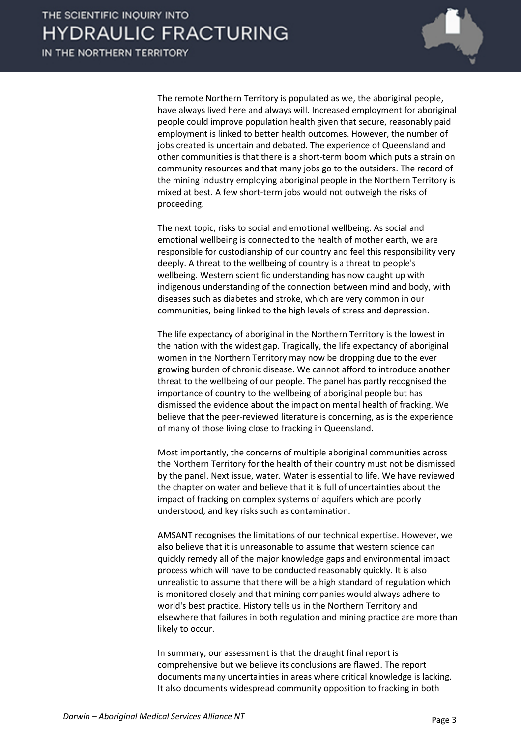The remote Northern Territory is populated as we, the aboriginal people, have always lived here and always will. Increased employment for aboriginal people could improve population health given that secure, reasonably paid employment is linked to better health outcomes. However, the number of jobs created is uncertain and debated. The experience of Queensland and other communities is that there is a short-term boom which puts a strain on community resources and that many jobs go to the outsiders. The record of the mining industry employing aboriginal people in the Northern Territory is mixed at best. A few short-term jobs would not outweigh the risks of proceeding.

The next topic, risks to social and emotional wellbeing. As social and emotional wellbeing is connected to the health of mother earth, we are responsible for custodianship of our country and feel this responsibility very deeply. A threat to the wellbeing of country is a threat to people's wellbeing. Western scientific understanding has now caught up with indigenous understanding of the connection between mind and body, with diseases such as diabetes and stroke, which are very common in our communities, being linked to the high levels of stress and depression.

The life expectancy of aboriginal in the Northern Territory is the lowest in the nation with the widest gap. Tragically, the life expectancy of aboriginal women in the Northern Territory may now be dropping due to the ever growing burden of chronic disease. We cannot afford to introduce another threat to the wellbeing of our people. The panel has partly recognised the importance of country to the wellbeing of aboriginal people but has dismissed the evidence about the impact on mental health of fracking. We believe that the peer-reviewed literature is concerning, as is the experience of many of those living close to fracking in Queensland.

Most importantly, the concerns of multiple aboriginal communities across the Northern Territory for the health of their country must not be dismissed by the panel. Next issue, water. Water is essential to life. We have reviewed the chapter on water and believe that it is full of uncertainties about the impact of fracking on complex systems of aquifers which are poorly understood, and key risks such as contamination.

AMSANT recognises the limitations of our technical expertise. However, we also believe that it is unreasonable to assume that western science can quickly remedy all of the major knowledge gaps and environmental impact process which will have to be conducted reasonably quickly. It is also unrealistic to assume that there will be a high standard of regulation which is monitored closely and that mining companies would always adhere to world's best practice. History tells us in the Northern Territory and elsewhere that failures in both regulation and mining practice are more than likely to occur.

In summary, our assessment is that the draught final report is comprehensive but we believe its conclusions are flawed. The report documents many uncertainties in areas where critical knowledge is lacking. It also documents widespread community opposition to fracking in both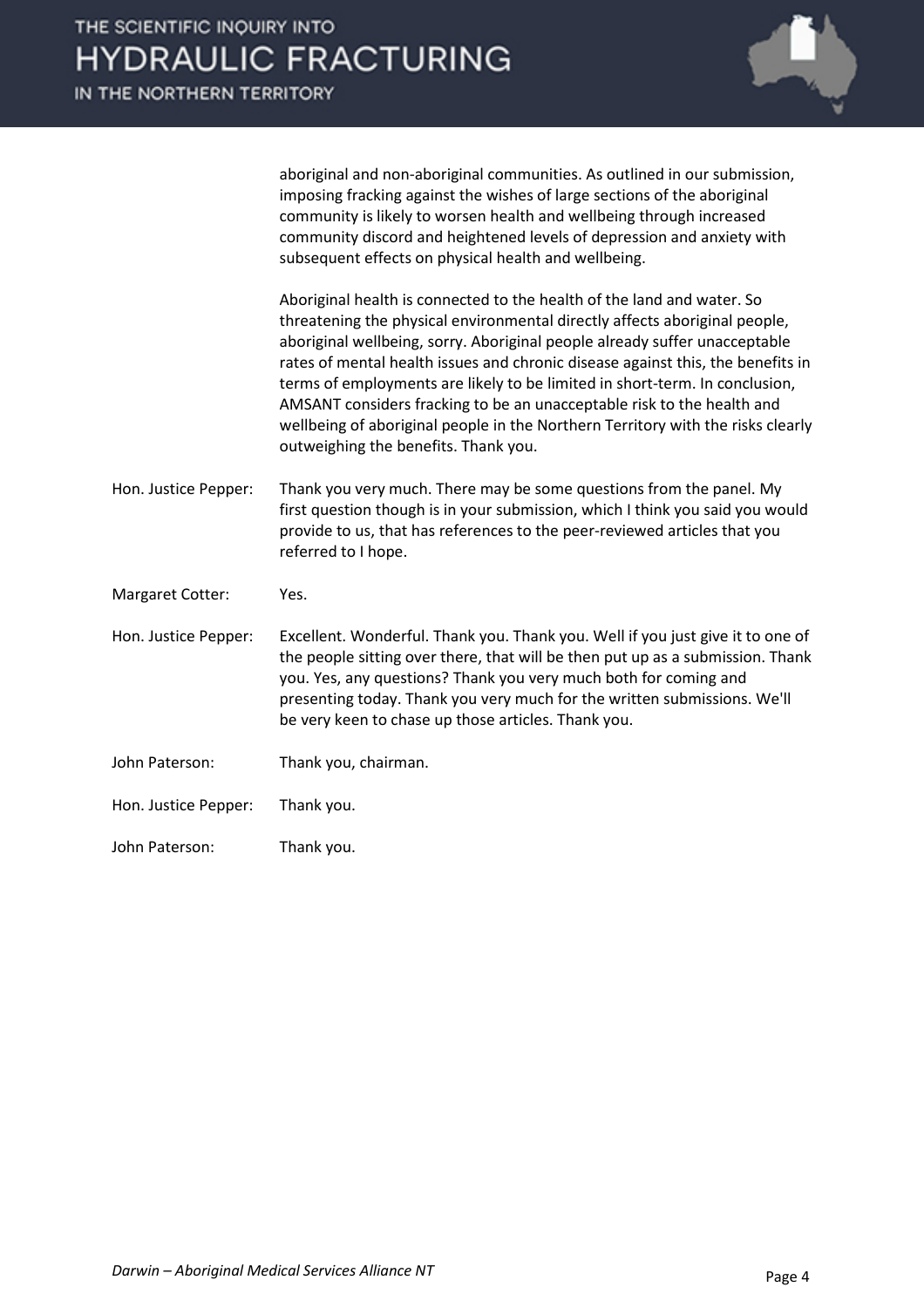aboriginal and non-aboriginal communities. As outlined in our submission, imposing fracking against the wishes of large sections of the aboriginal community is likely to worsen health and wellbeing through increased community discord and heightened levels of depression and anxiety with subsequent effects on physical health and wellbeing.

Aboriginal health is connected to the health of the land and water. So threatening the physical environmental directly affects aboriginal people, aboriginal wellbeing, sorry. Aboriginal people already suffer unacceptable rates of mental health issues and chronic disease against this, the benefits in terms of employments are likely to be limited in short-term. In conclusion, AMSANT considers fracking to be an unacceptable risk to the health and wellbeing of aboriginal people in the Northern Territory with the risks clearly outweighing the benefits. Thank you.

Hon. Justice Pepper: Thank you very much. There may be some questions from the panel. My first question though is in your submission, which I think you said you would provide to us, that has references to the peer-reviewed articles that you referred to I hope.

Margaret Cotter: Yes.

Hon. Justice Pepper: Excellent. Wonderful. Thank you. Thank you. Well if you just give it to one of the people sitting over there, that will be then put up as a submission. Thank you. Yes, any questions? Thank you very much both for coming and presenting today. Thank you very much for the written submissions. We'll be very keen to chase up those articles. Thank you.

John Paterson: Thank you, chairman.

Hon. Justice Pepper: Thank you.

John Paterson: Thank you.